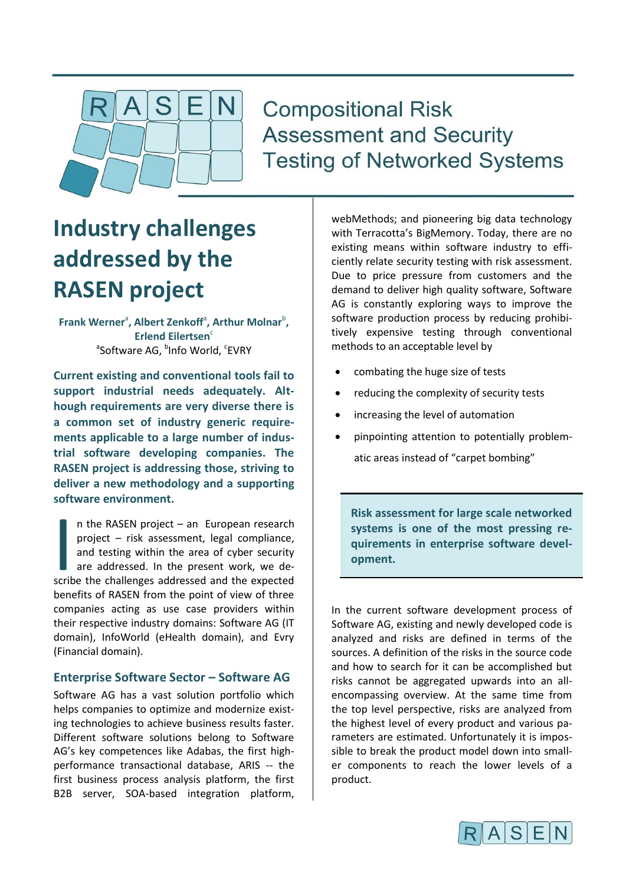# Compositional Risk Assessment and Security Testing of Networked Systems

## Industry challenges addressed by the RASEN project

**Frank Werner[a], Albert Zenkoff[a], Arthur Molnar[b], Erlend Eilertsen[c]**
[a]Software AG, [b]Info World, [c]EVRY

**Current existing and conventional tools fail to support industrial needs adequately. Although requirements are very diverse there is a common set of industry generic requirements applicable to a large number of industrial software developing companies. The RASEN project is addressing those, striving to deliver a new methodology and a supporting software environment.**

In the RASEN project – an European research project – risk assessment, legal compliance, and testing within the area of cyber security are addressed. In the present work, we describe the challenges addressed and the expected benefits of RASEN from the point of view of three companies acting as use case providers within their respective industry domains: Software AG (IT domain), InfoWorld (eHealth domain), and Evry (Financial domain).

### Enterprise Software Sector – Software AG

Software AG has a vast solution portfolio which helps companies to optimize and modernize existing technologies to achieve business results faster. Different software solutions belong to Software AG's key competences like Adabas, the first high-performance transactional database, ARIS -- the first business process analysis platform, the first B2B server, SOA-based integration platform, webMethods; and pioneering big data technology with Terracotta's BigMemory. Today, there are no existing means within software industry to efficiently relate security testing with risk assessment. Due to price pressure from customers and the demand to deliver high quality software, Software AG is constantly exploring ways to improve the software production process by reducing prohibitively expensive testing through conventional methods to an acceptable level by

- combating the huge size of tests
- reducing the complexity of security tests
- increasing the level of automation
- pinpointing attention to potentially problematic areas instead of "carpet bombing"

> **Risk assessment for large scale networked systems is one of the most pressing requirements in enterprise software development.**

In the current software development process of Software AG, existing and newly developed code is analyzed and risks are defined in terms of the sources. A definition of the risks in the source code and how to search for it can be accomplished but risks cannot be aggregated upwards into an all-encompassing overview. At the same time from the top level perspective, risks are analyzed from the highest level of every product and various parameters are estimated. Unfortunately it is impossible to break the product model down into smaller components to reach the lower levels of a product.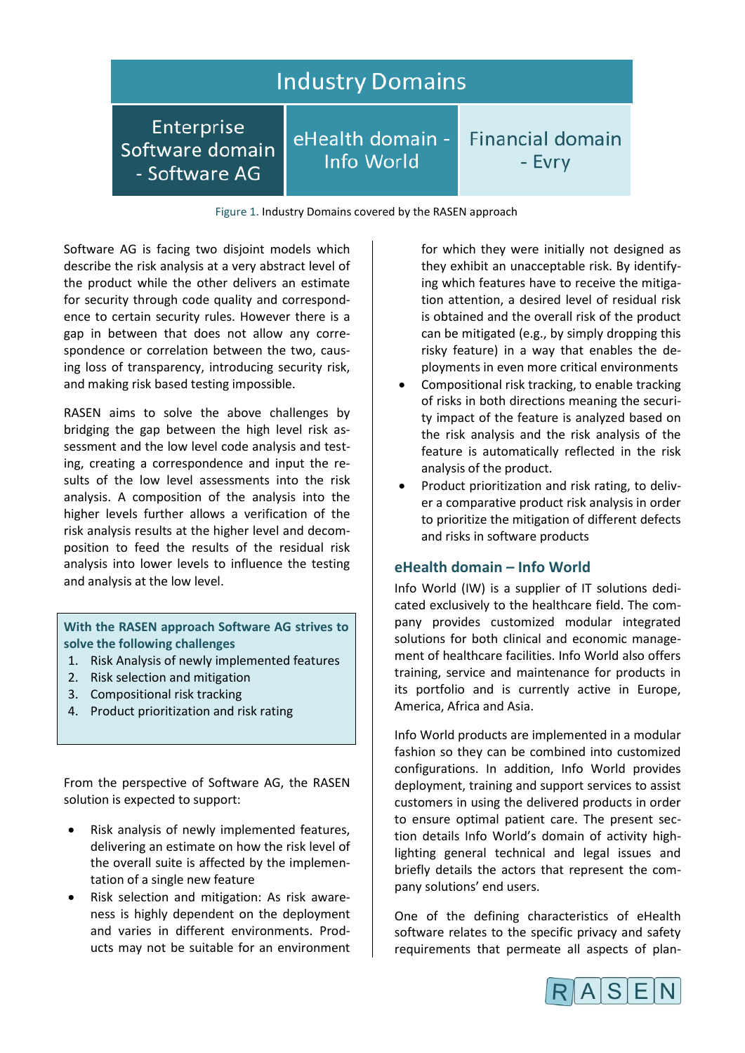| Industry Domains | | |
|---|---|---|
| Enterprise Software domain - Software AG | eHealth domain - Info World | Financial domain - Evry |

Figure 1. Industry Domains covered by the RASEN approach

Software AG is facing two disjoint models which describe the risk analysis at a very abstract level of the product while the other delivers an estimate for security through code quality and correspondence to certain security rules. However there is a gap in between that does not allow any correspondence or correlation between the two, causing loss of transparency, introducing security risk, and making risk based testing impossible.

RASEN aims to solve the above challenges by bridging the gap between the high level risk assessment and the low level code analysis and testing, creating a correspondence and input the results of the low level assessments into the risk analysis. A composition of the analysis into the higher levels further allows a verification of the risk analysis results at the higher level and decomposition to feed the results of the residual risk analysis into lower levels to influence the testing and analysis at the low level.

**With the RASEN approach Software AG strives to solve the following challenges**

1. Risk Analysis of newly implemented features
2. Risk selection and mitigation
3. Compositional risk tracking
4. Product prioritization and risk rating

From the perspective of Software AG, the RASEN solution is expected to support:

- Risk analysis of newly implemented features, delivering an estimate on how the risk level of the overall suite is affected by the implementation of a single new feature
- Risk selection and mitigation: As risk awareness is highly dependent on the deployment and varies in different environments. Products may not be suitable for an environment for which they were initially not designed as they exhibit an unacceptable risk. By identifying which features have to receive the mitigation attention, a desired level of residual risk is obtained and the overall risk of the product can be mitigated (e.g., by simply dropping this risky feature) in a way that enables the deployments in even more critical environments
- Compositional risk tracking, to enable tracking of risks in both directions meaning the security impact of the feature is analyzed based on the risk analysis and the risk analysis of the feature is automatically reflected in the risk analysis of the product.
- Product prioritization and risk rating, to deliver a comparative product risk analysis in order to prioritize the mitigation of different defects and risks in software products

## eHealth domain – Info World

Info World (IW) is a supplier of IT solutions dedicated exclusively to the healthcare field. The company provides customized modular integrated solutions for both clinical and economic management of healthcare facilities. Info World also offers training, service and maintenance for products in its portfolio and is currently active in Europe, America, Africa and Asia.

Info World products are implemented in a modular fashion so they can be combined into customized configurations. In addition, Info World provides deployment, training and support services to assist customers in using the delivered products in order to ensure optimal patient care. The present section details Info World's domain of activity highlighting general technical and legal issues and briefly details the actors that represent the company solutions' end users.

One of the defining characteristics of eHealth software relates to the specific privacy and safety requirements that permeate all aspects of plan-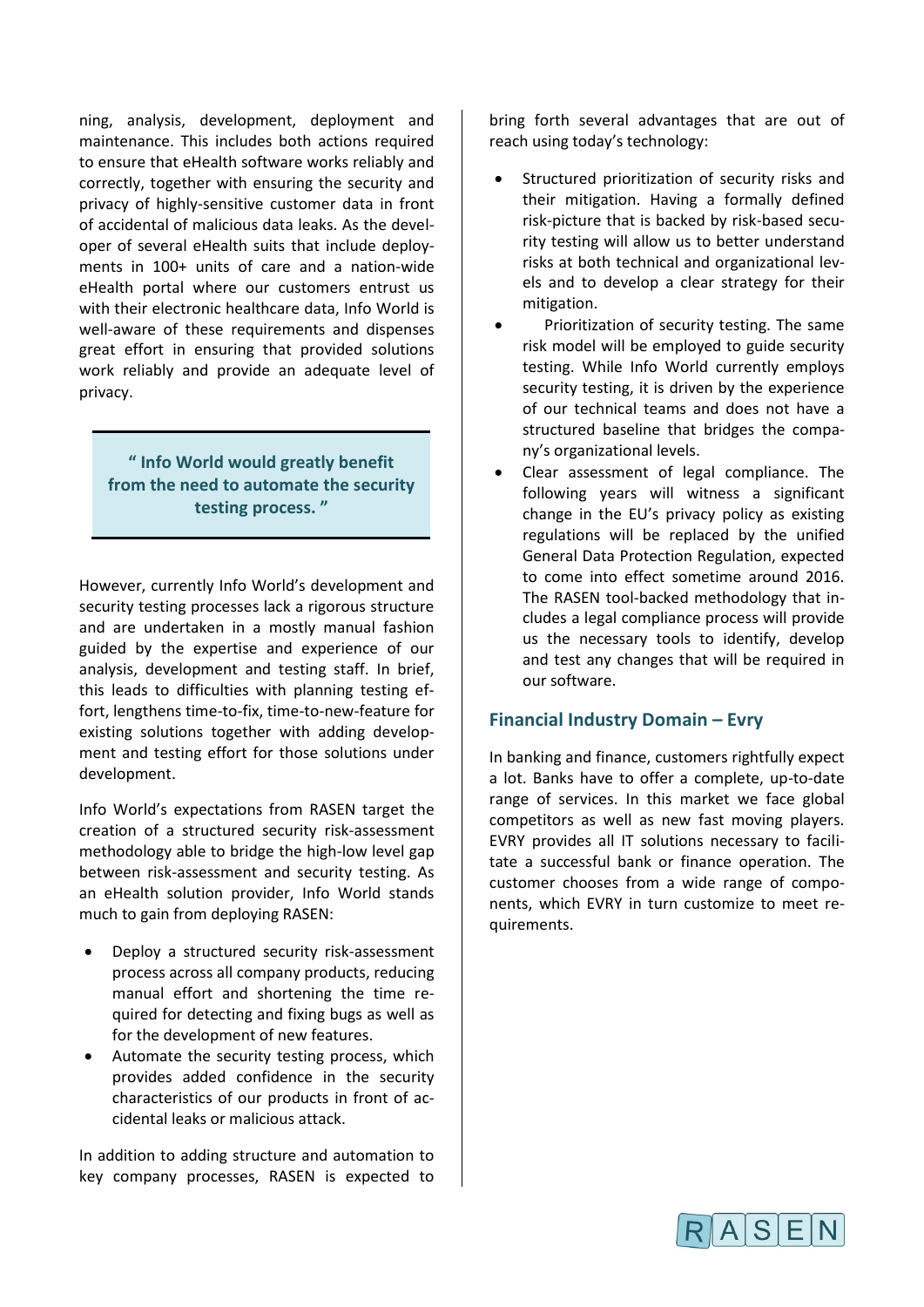ning, analysis, development, deployment and maintenance. This includes both actions required to ensure that eHealth software works reliably and correctly, together with ensuring the security and privacy of highly-sensitive customer data in front of accidental of malicious data leaks. As the developer of several eHealth suits that include deployments in 100+ units of care and a nation-wide eHealth portal where our customers entrust us with their electronic healthcare data, Info World is well-aware of these requirements and dispenses great effort in ensuring that provided solutions work reliably and provide an adequate level of privacy.

> **" Info World would greatly benefit from the need to automate the security testing process. "**

However, currently Info World's development and security testing processes lack a rigorous structure and are undertaken in a mostly manual fashion guided by the expertise and experience of our analysis, development and testing staff. In brief, this leads to difficulties with planning testing effort, lengthens time-to-fix, time-to-new-feature for existing solutions together with adding development and testing effort for those solutions under development.

Info World's expectations from RASEN target the creation of a structured security risk-assessment methodology able to bridge the high-low level gap between risk-assessment and security testing. As an eHealth solution provider, Info World stands much to gain from deploying RASEN:

- Deploy a structured security risk-assessment process across all company products, reducing manual effort and shortening the time required for detecting and fixing bugs as well as for the development of new features.
- Automate the security testing process, which provides added confidence in the security characteristics of our products in front of accidental leaks or malicious attack.

In addition to adding structure and automation to key company processes, RASEN is expected to bring forth several advantages that are out of reach using today's technology:

- Structured prioritization of security risks and their mitigation. Having a formally defined risk-picture that is backed by risk-based security testing will allow us to better understand risks at both technical and organizational levels and to develop a clear strategy for their mitigation.
- Prioritization of security testing. The same risk model will be employed to guide security testing. While Info World currently employs security testing, it is driven by the experience of our technical teams and does not have a structured baseline that bridges the company's organizational levels.
- Clear assessment of legal compliance. The following years will witness a significant change in the EU's privacy policy as existing regulations will be replaced by the unified General Data Protection Regulation, expected to come into effect sometime around 2016. The RASEN tool-backed methodology that includes a legal compliance process will provide us the necessary tools to identify, develop and test any changes that will be required in our software.

## Financial Industry Domain – Evry

In banking and finance, customers rightfully expect a lot. Banks have to offer a complete, up-to-date range of services. In this market we face global competitors as well as new fast moving players. EVRY provides all IT solutions necessary to facilitate a successful bank or finance operation. The customer chooses from a wide range of components, which EVRY in turn customize to meet requirements.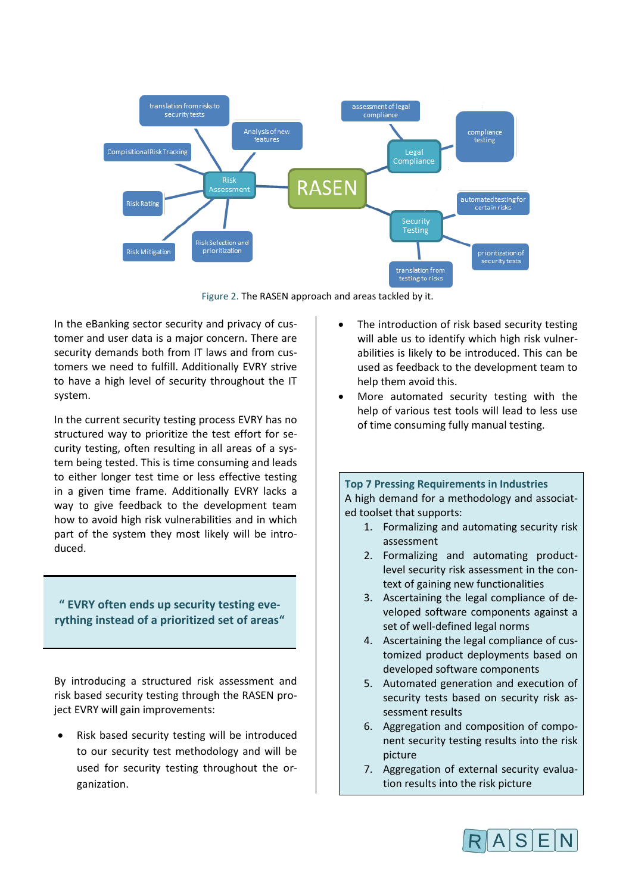Figure 2. The RASEN approach and areas tackled by it.

In the eBanking sector security and privacy of customer and user data is a major concern. There are security demands both from IT laws and from customers we need to fulfill. Additionally EVRY strive to have a high level of security throughout the IT system.

In the current security testing process EVRY has no structured way to prioritize the test effort for security testing, often resulting in all areas of a system being tested. This is time consuming and leads to either longer test time or less effective testing in a given time frame. Additionally EVRY lacks a way to give feedback to the development team how to avoid high risk vulnerabilities and in which part of the system they most likely will be introduced.

> **" EVRY often ends up security testing everything instead of a prioritized set of areas"**

By introducing a structured risk assessment and risk based security testing through the RASEN project EVRY will gain improvements:

- Risk based security testing will be introduced to our security test methodology and will be used for security testing throughout the organization.
- The introduction of risk based security testing will able us to identify which high risk vulnerabilities is likely to be introduced. This can be used as feedback to the development team to help them avoid this.
- More automated security testing with the help of various test tools will lead to less use of time consuming fully manual testing.

**Top 7 Pressing Requirements in Industries**

A high demand for a methodology and associated toolset that supports:

1. Formalizing and automating security risk assessment
2. Formalizing and automating product-level security risk assessment in the context of gaining new functionalities
3. Ascertaining the legal compliance of developed software components against a set of well-defined legal norms
4. Ascertaining the legal compliance of customized product deployments based on developed software components
5. Automated generation and execution of security tests based on security risk assessment results
6. Aggregation and composition of component security testing results into the risk picture
7. Aggregation of external security evaluation results into the risk picture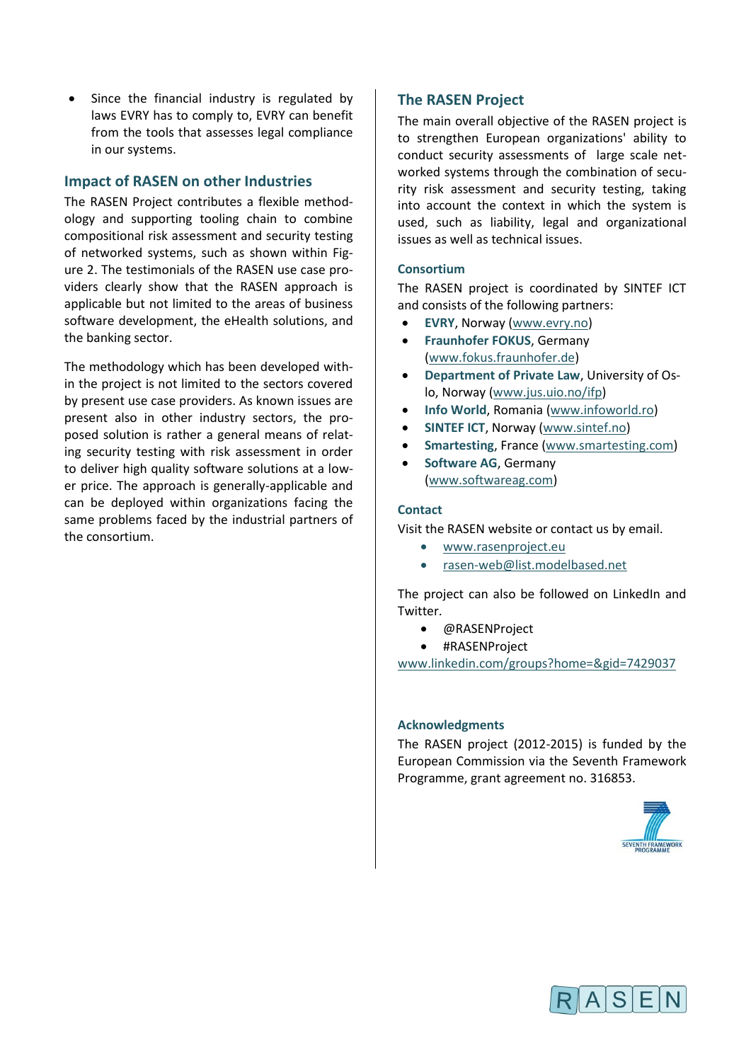- Since the financial industry is regulated by laws EVRY has to comply to, EVRY can benefit from the tools that assesses legal compliance in our systems.

## Impact of RASEN on other Industries

The RASEN Project contributes a flexible methodology and supporting tooling chain to combine compositional risk assessment and security testing of networked systems, such as shown within Figure 2. The testimonials of the RASEN use case providers clearly show that the RASEN approach is applicable but not limited to the areas of business software development, the eHealth solutions, and the banking sector.

The methodology which has been developed within the project is not limited to the sectors covered by present use case providers. As known issues are present also in other industry sectors, the proposed solution is rather a general means of relating security testing with risk assessment in order to deliver high quality software solutions at a lower price. The approach is generally-applicable and can be deployed within organizations facing the same problems faced by the industrial partners of the consortium.

## The RASEN Project

The main overall objective of the RASEN project is to strengthen European organizations' ability to conduct security assessments of large scale networked systems through the combination of security risk assessment and security testing, taking into account the context in which the system is used, such as liability, legal and organizational issues as well as technical issues.

### Consortium

The RASEN project is coordinated by SINTEF ICT and consists of the following partners:

- **EVRY**, Norway (www.evry.no)
- **Fraunhofer FOKUS**, Germany (www.fokus.fraunhofer.de)
- **Department of Private Law**, University of Oslo, Norway (www.jus.uio.no/ifp)
- **Info World**, Romania (www.infoworld.ro)
- **SINTEF ICT**, Norway (www.sintef.no)
- **Smartesting**, France (www.smartesting.com)
- **Software AG**, Germany (www.softwareag.com)

### Contact

Visit the RASEN website or contact us by email.

- www.rasenproject.eu
- rasen-web@list.modelbased.net

The project can also be followed on LinkedIn and Twitter.

- @RASENProject
- #RASENProject

www.linkedin.com/groups?home=&gid=7429037

### Acknowledgments

The RASEN project (2012-2015) is funded by the European Commission via the Seventh Framework Programme, grant agreement no. 316853.